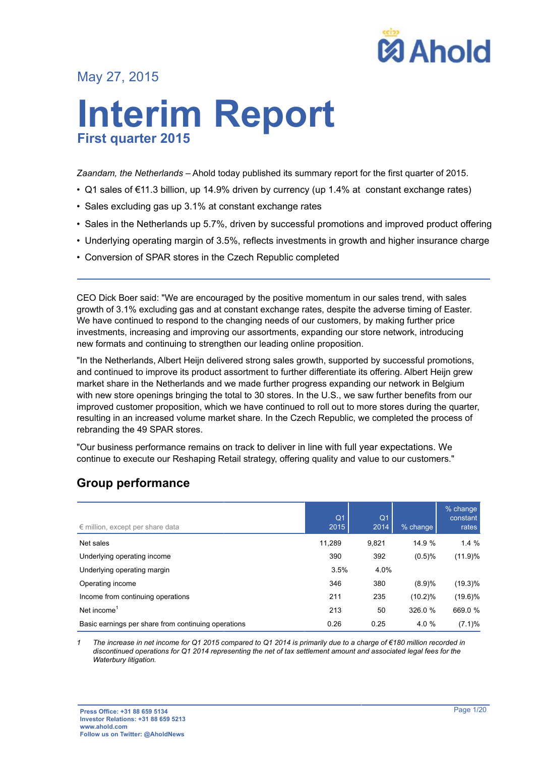May 27, 2015

# Interim Report

## First quarter 2015

*Zaandam, the Netherlands* – Ahold today published its summary report for the first quarter of 2015.

- Q1 sales of €11.3 billion, up 14.9% driven by currency (up 1.4% at constant exchange rates)
- Sales excluding gas up 3.1% at constant exchange rates
- Sales in the Netherlands up 5.7%, driven by successful promotions and improved product offering
- Underlying operating margin of 3.5%, reflects investments in growth and higher insurance charge
- Conversion of SPAR stores in the Czech Republic completed

CEO Dick Boer said: "We are encouraged by the positive momentum in our sales trend, with sales growth of 3.1% excluding gas and at constant exchange rates, despite the adverse timing of Easter. We have continued to respond to the changing needs of our customers, by making further price investments, increasing and improving our assortments, expanding our store network, introducing new formats and continuing to strengthen our leading online proposition.

"In the Netherlands, Albert Heijn delivered strong sales growth, supported by successful promotions, and continued to improve its product assortment to further differentiate its offering. Albert Heijn grew market share in the Netherlands and we made further progress expanding our network in Belgium with new store openings bringing the total to 30 stores. In the U.S., we saw further benefits from our improved customer proposition, which we have continued to roll out to more stores during the quarter, resulting in an increased volume market share. In the Czech Republic, we completed the process of rebranding the 49 SPAR stores.

"Our business performance remains on track to deliver in line with full year expectations. We continue to execute our Reshaping Retail strategy, offering quality and value to our customers."

## Group performance

| € million, except per share data | Q1 2015 | Q1 2014 | % change | % change constant rates |
|---|---|---|---|---|
| Net sales | 11,289 | 9,821 | 14.9 % | 1.4 % |
| Underlying operating income | 390 | 392 | (0.5)% | (11.9)% |
| Underlying operating margin | 3.5% | 4.0% | | |
| Operating income | 346 | 380 | (8.9)% | (19.3)% |
| Income from continuing operations | 211 | 235 | (10.2)% | (19.6)% |
| Net income[1] | 213 | 50 | 326.0 % | 669.0 % |
| Basic earnings per share from continuing operations | 0.26 | 0.25 | 4.0 % | (7.1)% |

1 *The increase in net income for Q1 2015 compared to Q1 2014 is primarily due to a charge of €180 million recorded in discontinued operations for Q1 2014 representing the net of tax settlement amount and associated legal fees for the Waterbury litigation.*

**Press Office: +31 88 659 5134**
**Investor Relations: +31 88 659 5213**
**www.ahold.com**
**Follow us on Twitter: @AholdNews**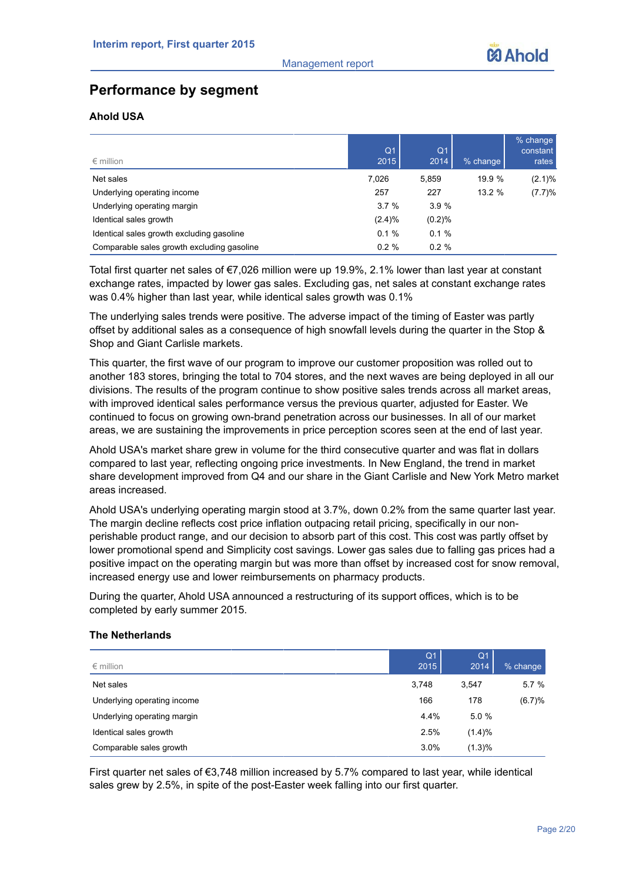## Performance by segment

### Ahold USA

| € million | Q1 2015 | Q1 2014 | % change | % change constant rates |
|---|---|---|---|---|
| Net sales | 7,026 | 5,859 | 19.9 % | (2.1)% |
| Underlying operating income | 257 | 227 | 13.2 % | (7.7)% |
| Underlying operating margin | 3.7 % | 3.9 % | | |
| Identical sales growth | (2.4)% | (0.2)% | | |
| Identical sales growth excluding gasoline | 0.1 % | 0.1 % | | |
| Comparable sales growth excluding gasoline | 0.2 % | 0.2 % | | |

Total first quarter net sales of €7,026 million were up 19.9%, 2.1% lower than last year at constant exchange rates, impacted by lower gas sales. Excluding gas, net sales at constant exchange rates was 0.4% higher than last year, while identical sales growth was 0.1%

The underlying sales trends were positive. The adverse impact of the timing of Easter was partly offset by additional sales as a consequence of high snowfall levels during the quarter in the Stop & Shop and Giant Carlisle markets.

This quarter, the first wave of our program to improve our customer proposition was rolled out to another 183 stores, bringing the total to 704 stores, and the next waves are being deployed in all our divisions. The results of the program continue to show positive sales trends across all market areas, with improved identical sales performance versus the previous quarter, adjusted for Easter. We continued to focus on growing own-brand penetration across our businesses. In all of our market areas, we are sustaining the improvements in price perception scores seen at the end of last year.

Ahold USA's market share grew in volume for the third consecutive quarter and was flat in dollars compared to last year, reflecting ongoing price investments. In New England, the trend in market share development improved from Q4 and our share in the Giant Carlisle and New York Metro market areas increased.

Ahold USA's underlying operating margin stood at 3.7%, down 0.2% from the same quarter last year. The margin decline reflects cost price inflation outpacing retail pricing, specifically in our non-perishable product range, and our decision to absorb part of this cost. This cost was partly offset by lower promotional spend and Simplicity cost savings. Lower gas sales due to falling gas prices had a positive impact on the operating margin but was more than offset by increased cost for snow removal, increased energy use and lower reimbursements on pharmacy products.

During the quarter, Ahold USA announced a restructuring of its support offices, which is to be completed by early summer 2015.

### The Netherlands

| € million | Q1 2015 | Q1 2014 | % change |
|---|---|---|---|
| Net sales | 3,748 | 3,547 | 5.7 % |
| Underlying operating income | 166 | 178 | (6.7)% |
| Underlying operating margin | 4.4% | 5.0 % | |
| Identical sales growth | 2.5% | (1.4)% | |
| Comparable sales growth | 3.0% | (1.3)% | |

First quarter net sales of €3,748 million increased by 5.7% compared to last year, while identical sales grew by 2.5%, in spite of the post-Easter week falling into our first quarter.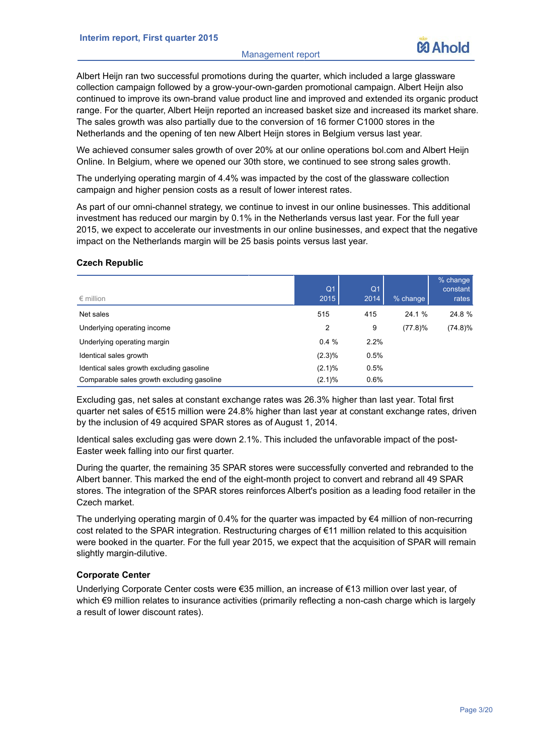Albert Heijn ran two successful promotions during the quarter, which included a large glassware collection campaign followed by a grow-your-own-garden promotional campaign. Albert Heijn also continued to improve its own-brand value product line and improved and extended its organic product range. For the quarter, Albert Heijn reported an increased basket size and increased its market share. The sales growth was also partially due to the conversion of 16 former C1000 stores in the Netherlands and the opening of ten new Albert Heijn stores in Belgium versus last year.

We achieved consumer sales growth of over 20% at our online operations bol.com and Albert Heijn Online. In Belgium, where we opened our 30th store, we continued to see strong sales growth.

The underlying operating margin of 4.4% was impacted by the cost of the glassware collection campaign and higher pension costs as a result of lower interest rates.

As part of our omni-channel strategy, we continue to invest in our online businesses. This additional investment has reduced our margin by 0.1% in the Netherlands versus last year. For the full year 2015, we expect to accelerate our investments in our online businesses, and expect that the negative impact on the Netherlands margin will be 25 basis points versus last year.

### Czech Republic

| € million | Q1 2015 | Q1 2014 | % change | % change constant rates |
|---|---|---|---|---|
| Net sales | 515 | 415 | 24.1 % | 24.8 % |
| Underlying operating income | 2 | 9 | (77.8)% | (74.8)% |
| Underlying operating margin | 0.4 % | 2.2% | | |
| Identical sales growth | (2.3)% | 0.5% | | |
| Identical sales growth excluding gasoline | (2.1)% | 0.5% | | |
| Comparable sales growth excluding gasoline | (2.1)% | 0.6% | | |

Excluding gas, net sales at constant exchange rates was 26.3% higher than last year. Total first quarter net sales of €515 million were 24.8% higher than last year at constant exchange rates, driven by the inclusion of 49 acquired SPAR stores as of August 1, 2014.

Identical sales excluding gas were down 2.1%. This included the unfavorable impact of the post-Easter week falling into our first quarter.

During the quarter, the remaining 35 SPAR stores were successfully converted and rebranded to the Albert banner. This marked the end of the eight-month project to convert and rebrand all 49 SPAR stores. The integration of the SPAR stores reinforces Albert's position as a leading food retailer in the Czech market.

The underlying operating margin of 0.4% for the quarter was impacted by €4 million of non-recurring cost related to the SPAR integration. Restructuring charges of €11 million related to this acquisition were booked in the quarter. For the full year 2015, we expect that the acquisition of SPAR will remain slightly margin-dilutive.

### Corporate Center

Underlying Corporate Center costs were €35 million, an increase of €13 million over last year, of which €9 million relates to insurance activities (primarily reflecting a non-cash charge which is largely a result of lower discount rates).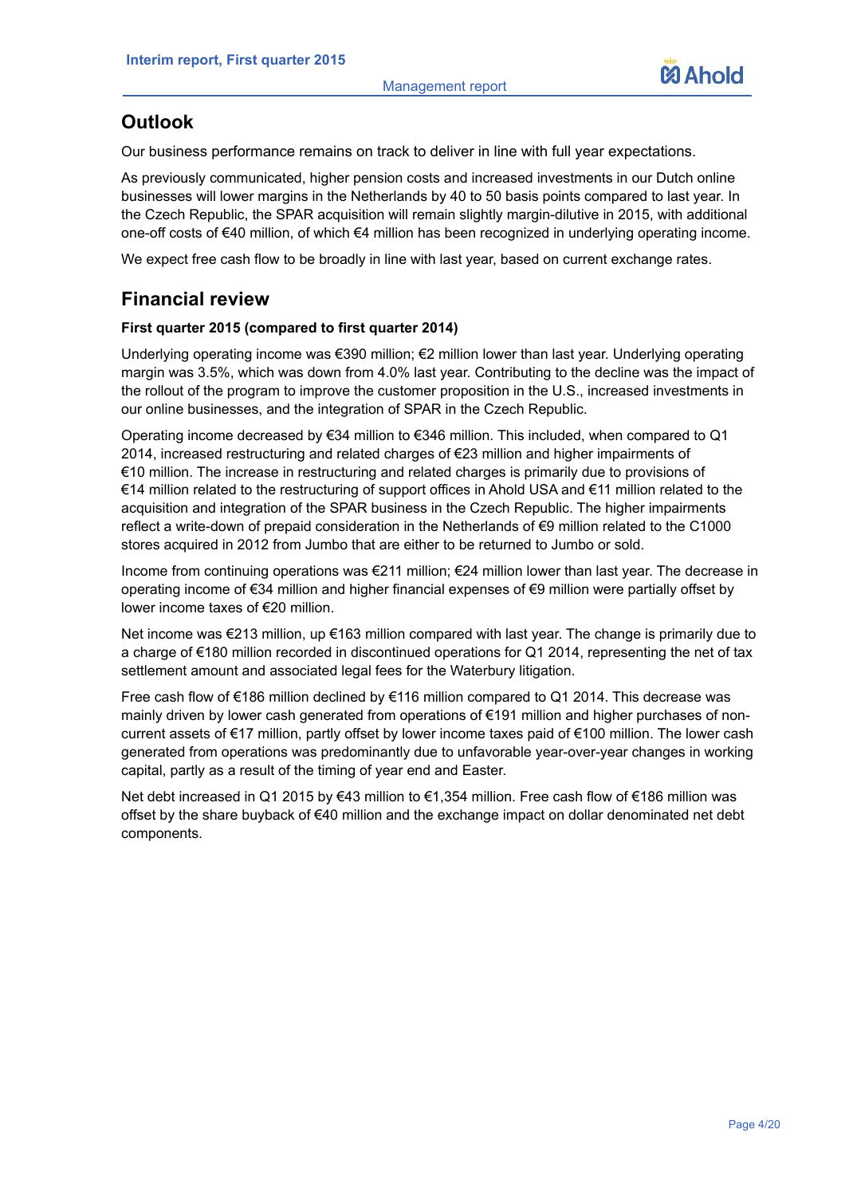## Outlook

Our business performance remains on track to deliver in line with full year expectations.

As previously communicated, higher pension costs and increased investments in our Dutch online businesses will lower margins in the Netherlands by 40 to 50 basis points compared to last year. In the Czech Republic, the SPAR acquisition will remain slightly margin-dilutive in 2015, with additional one-off costs of €40 million, of which €4 million has been recognized in underlying operating income.

We expect free cash flow to be broadly in line with last year, based on current exchange rates.

## Financial review

**First quarter 2015 (compared to first quarter 2014)**

Underlying operating income was €390 million; €2 million lower than last year. Underlying operating margin was 3.5%, which was down from 4.0% last year. Contributing to the decline was the impact of the rollout of the program to improve the customer proposition in the U.S., increased investments in our online businesses, and the integration of SPAR in the Czech Republic.

Operating income decreased by €34 million to €346 million. This included, when compared to Q1 2014, increased restructuring and related charges of €23 million and higher impairments of €10 million. The increase in restructuring and related charges is primarily due to provisions of €14 million related to the restructuring of support offices in Ahold USA and €11 million related to the acquisition and integration of the SPAR business in the Czech Republic. The higher impairments reflect a write-down of prepaid consideration in the Netherlands of €9 million related to the C1000 stores acquired in 2012 from Jumbo that are either to be returned to Jumbo or sold.

Income from continuing operations was €211 million; €24 million lower than last year. The decrease in operating income of €34 million and higher financial expenses of €9 million were partially offset by lower income taxes of €20 million.

Net income was €213 million, up €163 million compared with last year. The change is primarily due to a charge of €180 million recorded in discontinued operations for Q1 2014, representing the net of tax settlement amount and associated legal fees for the Waterbury litigation.

Free cash flow of €186 million declined by €116 million compared to Q1 2014. This decrease was mainly driven by lower cash generated from operations of €191 million and higher purchases of non-current assets of €17 million, partly offset by lower income taxes paid of €100 million. The lower cash generated from operations was predominantly due to unfavorable year-over-year changes in working capital, partly as a result of the timing of year end and Easter.

Net debt increased in Q1 2015 by €43 million to €1,354 million. Free cash flow of €186 million was offset by the share buyback of €40 million and the exchange impact on dollar denominated net debt components.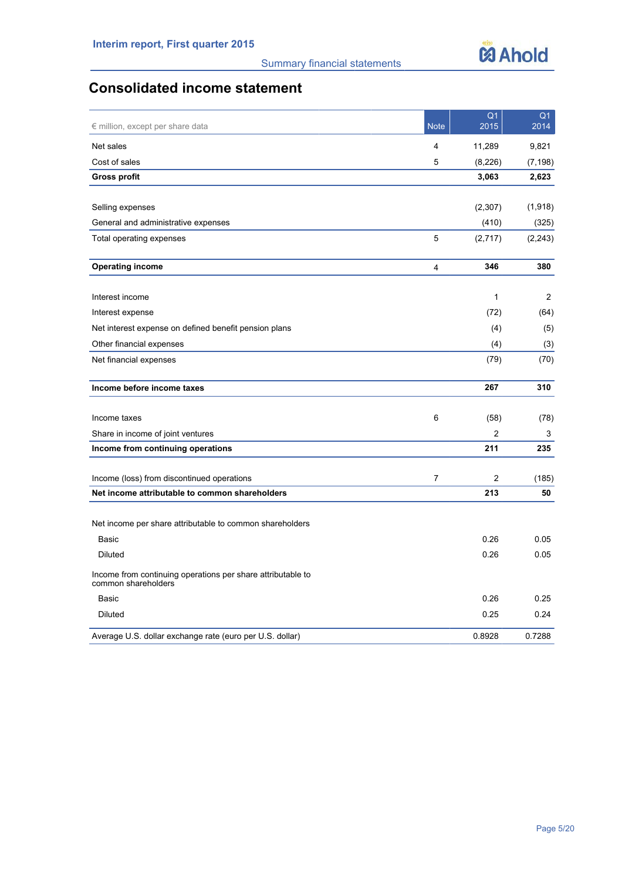## Consolidated income statement

| € million, except per share data | Note | Q1 2015 | Q1 2014 |
|---|---|---|---|
| Net sales | 4 | 11,289 | 9,821 |
| Cost of sales | 5 | (8,226) | (7,198) |
| **Gross profit** | | **3,063** | **2,623** |
| | | | |
| Selling expenses | | (2,307) | (1,918) |
| General and administrative expenses | | (410) | (325) |
| Total operating expenses | 5 | (2,717) | (2,243) |
| | | | |
| **Operating income** | 4 | **346** | **380** |
| | | | |
| Interest income | | 1 | 2 |
| Interest expense | | (72) | (64) |
| Net interest expense on defined benefit pension plans | | (4) | (5) |
| Other financial expenses | | (4) | (3) |
| Net financial expenses | | (79) | (70) |
| | | | |
| **Income before income taxes** | | **267** | **310** |
| | | | |
| Income taxes | 6 | (58) | (78) |
| Share in income of joint ventures | | 2 | 3 |
| **Income from continuing operations** | | **211** | **235** |
| | | | |
| Income (loss) from discontinued operations | 7 | 2 | (185) |
| **Net income attributable to common shareholders** | | **213** | **50** |
| | | | |
| Net income per share attributable to common shareholders | | | |
| Basic | | 0.26 | 0.05 |
| Diluted | | 0.26 | 0.05 |
| Income from continuing operations per share attributable to common shareholders | | | |
| Basic | | 0.26 | 0.25 |
| Diluted | | 0.25 | 0.24 |
| Average U.S. dollar exchange rate (euro per U.S. dollar) | | 0.8928 | 0.7288 |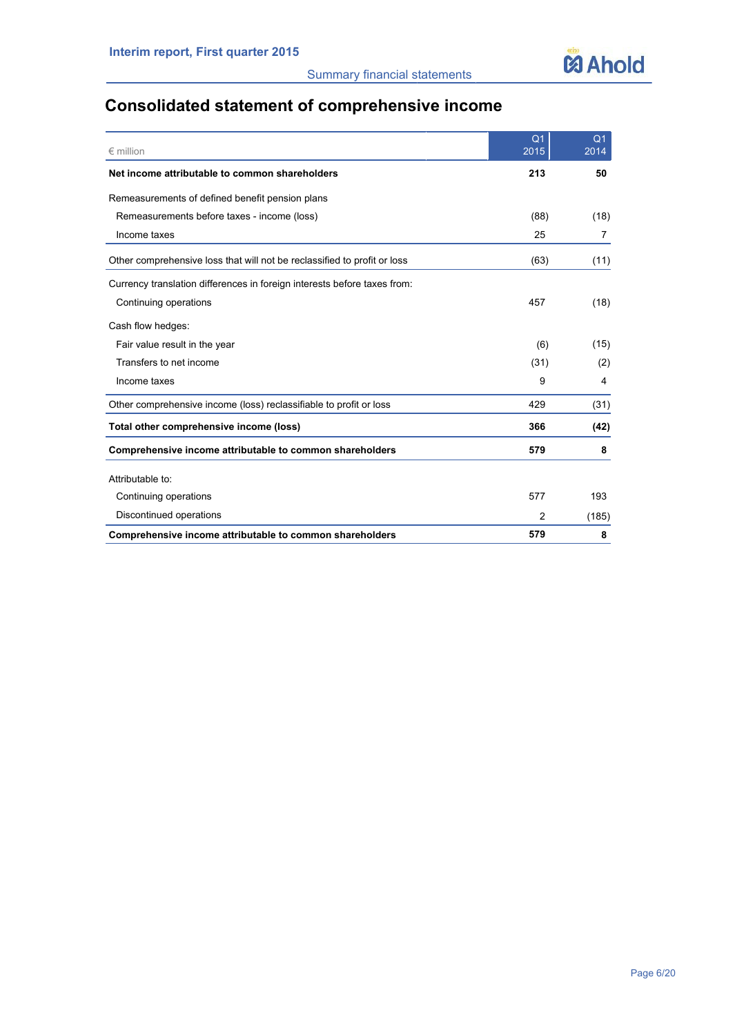# Consolidated statement of comprehensive income

| € million | Q1 2015 | Q1 2014 |
|---|---|---|
| **Net income attributable to common shareholders** | **213** | **50** |
| Remeasurements of defined benefit pension plans | | |
| Remeasurements before taxes - income (loss) | (88) | (18) |
| Income taxes | 25 | 7 |
| Other comprehensive loss that will not be reclassified to profit or loss | (63) | (11) |
| Currency translation differences in foreign interests before taxes from: | | |
| Continuing operations | 457 | (18) |
| Cash flow hedges: | | |
| Fair value result in the year | (6) | (15) |
| Transfers to net income | (31) | (2) |
| Income taxes | 9 | 4 |
| Other comprehensive income (loss) reclassifiable to profit or loss | 429 | (31) |
| **Total other comprehensive income (loss)** | **366** | **(42)** |
| **Comprehensive income attributable to common shareholders** | **579** | **8** |
| Attributable to: | | |
| Continuing operations | 577 | 193 |
| Discontinued operations | 2 | (185) |
| **Comprehensive income attributable to common shareholders** | **579** | **8** |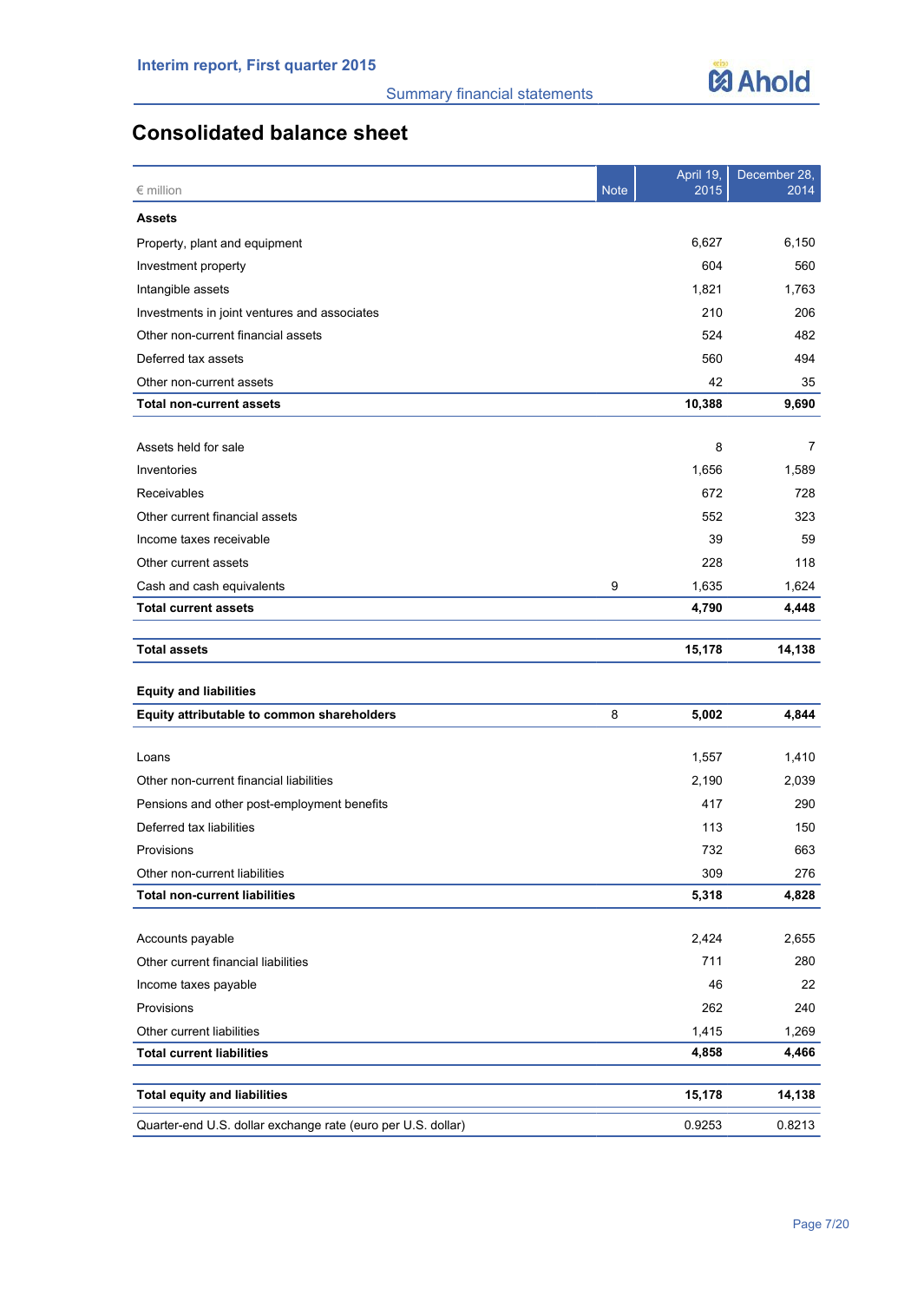# Consolidated balance sheet

| € million | Note | April 19, 2015 | December 28, 2014 |
|---|---|---|---|
| **Assets** | | | |
| Property, plant and equipment | | 6,627 | 6,150 |
| Investment property | | 604 | 560 |
| Intangible assets | | 1,821 | 1,763 |
| Investments in joint ventures and associates | | 210 | 206 |
| Other non-current financial assets | | 524 | 482 |
| Deferred tax assets | | 560 | 494 |
| Other non-current assets | | 42 | 35 |
| **Total non-current assets** | | **10,388** | **9,690** |
| | | | |
| Assets held for sale | | 8 | 7 |
| Inventories | | 1,656 | 1,589 |
| Receivables | | 672 | 728 |
| Other current financial assets | | 552 | 323 |
| Income taxes receivable | | 39 | 59 |
| Other current assets | | 228 | 118 |
| Cash and cash equivalents | 9 | 1,635 | 1,624 |
| **Total current assets** | | **4,790** | **4,448** |
| | | | |
| **Total assets** | | **15,178** | **14,138** |
| | | | |
| **Equity and liabilities** | | | |
| **Equity attributable to common shareholders** | 8 | **5,002** | **4,844** |
| | | | |
| Loans | | 1,557 | 1,410 |
| Other non-current financial liabilities | | 2,190 | 2,039 |
| Pensions and other post-employment benefits | | 417 | 290 |
| Deferred tax liabilities | | 113 | 150 |
| Provisions | | 732 | 663 |
| Other non-current liabilities | | 309 | 276 |
| **Total non-current liabilities** | | **5,318** | **4,828** |
| | | | |
| Accounts payable | | 2,424 | 2,655 |
| Other current financial liabilities | | 711 | 280 |
| Income taxes payable | | 46 | 22 |
| Provisions | | 262 | 240 |
| Other current liabilities | | 1,415 | 1,269 |
| **Total current liabilities** | | **4,858** | **4,466** |
| | | | |
| **Total equity and liabilities** | | **15,178** | **14,138** |
| Quarter-end U.S. dollar exchange rate (euro per U.S. dollar) | | 0.9253 | 0.8213 |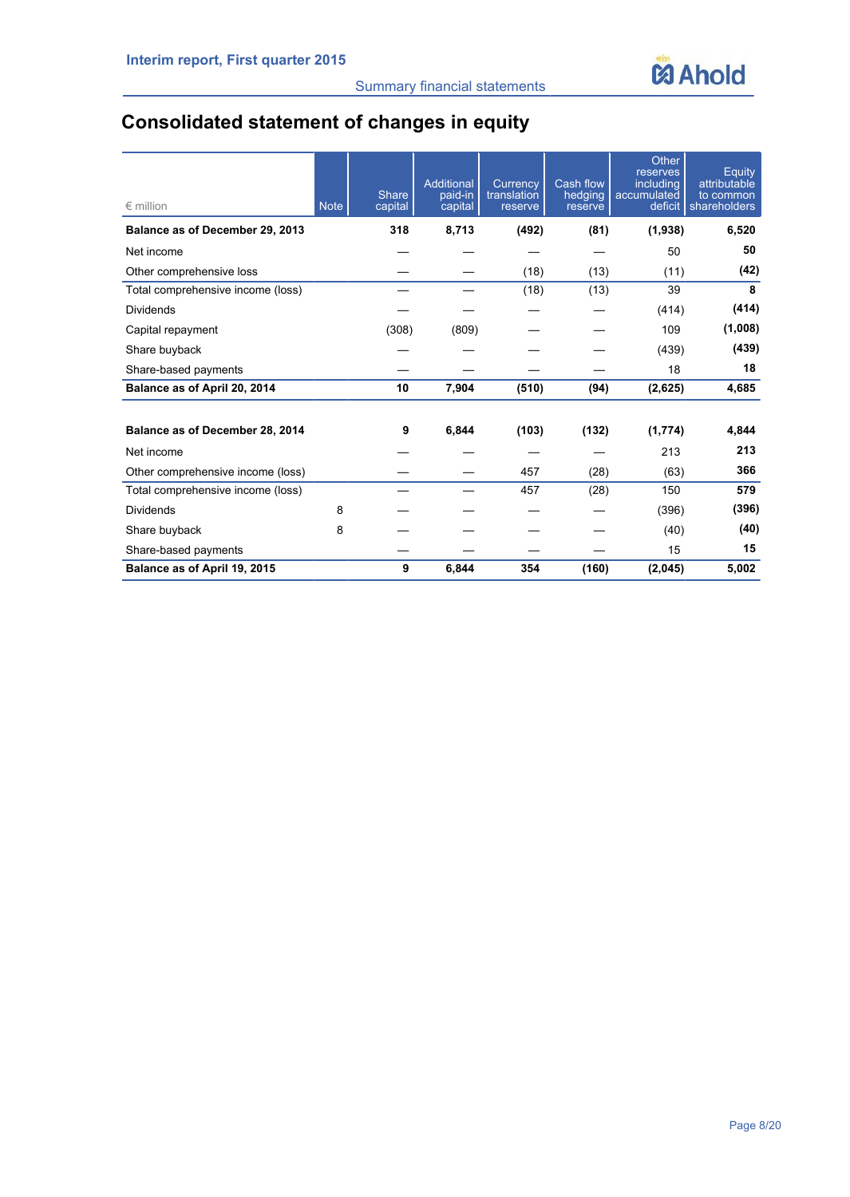# Consolidated statement of changes in equity

| € million | Note | Share capital | Additional paid-in capital | Currency translation reserve | Cash flow hedging reserve | Other reserves including accumulated deficit | Equity attributable to common shareholders |
|---|---|---|---|---|---|---|---|
| **Balance as of December 29, 2013** | | **318** | **8,713** | **(492)** | **(81)** | **(1,938)** | **6,520** |
| Net income | | — | — | — | — | 50 | **50** |
| Other comprehensive loss | | — | — | (18) | (13) | (11) | **(42)** |
| Total comprehensive income (loss) | | — | — | (18) | (13) | 39 | **8** |
| Dividends | | — | — | — | — | (414) | **(414)** |
| Capital repayment | | (308) | (809) | — | — | 109 | **(1,008)** |
| Share buyback | | — | — | — | — | (439) | **(439)** |
| Share-based payments | | — | — | — | — | 18 | **18** |
| **Balance as of April 20, 2014** | | **10** | **7,904** | **(510)** | **(94)** | **(2,625)** | **4,685** |
| | | | | | | | |
| **Balance as of December 28, 2014** | | **9** | **6,844** | **(103)** | **(132)** | **(1,774)** | **4,844** |
| Net income | | — | — | — | — | 213 | **213** |
| Other comprehensive income (loss) | | — | — | 457 | (28) | (63) | **366** |
| Total comprehensive income (loss) | | — | — | 457 | (28) | 150 | **579** |
| Dividends | 8 | — | — | — | — | (396) | **(396)** |
| Share buyback | 8 | — | — | — | — | (40) | **(40)** |
| Share-based payments | | — | — | — | — | 15 | **15** |
| **Balance as of April 19, 2015** | | **9** | **6,844** | **354** | **(160)** | **(2,045)** | **5,002** |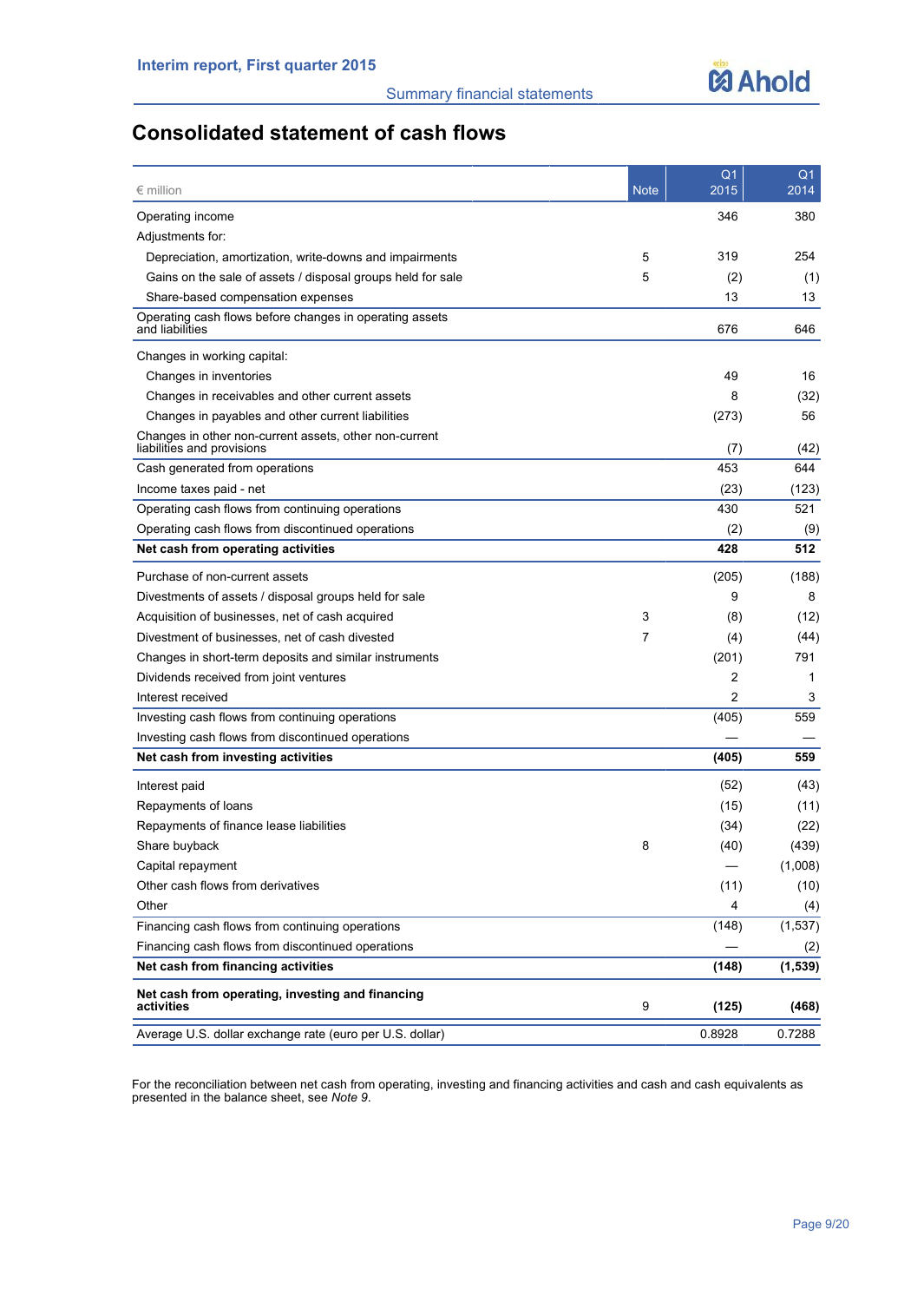# Consolidated statement of cash flows

| € million | Note | Q1 2015 | Q1 2014 |
|---|---|---|---|
| Operating income | | 346 | 380 |
| Adjustments for: | | | |
| Depreciation, amortization, write-downs and impairments | 5 | 319 | 254 |
| Gains on the sale of assets / disposal groups held for sale | 5 | (2) | (1) |
| Share-based compensation expenses | | 13 | 13 |
| Operating cash flows before changes in operating assets and liabilities | | 676 | 646 |
| Changes in working capital: | | | |
| Changes in inventories | | 49 | 16 |
| Changes in receivables and other current assets | | 8 | (32) |
| Changes in payables and other current liabilities | | (273) | 56 |
| Changes in other non-current assets, other non-current liabilities and provisions | | (7) | (42) |
| Cash generated from operations | | 453 | 644 |
| Income taxes paid - net | | (23) | (123) |
| Operating cash flows from continuing operations | | 430 | 521 |
| Operating cash flows from discontinued operations | | (2) | (9) |
| **Net cash from operating activities** | | **428** | **512** |
| Purchase of non-current assets | | (205) | (188) |
| Divestments of assets / disposal groups held for sale | | 9 | 8 |
| Acquisition of businesses, net of cash acquired | 3 | (8) | (12) |
| Divestment of businesses, net of cash divested | 7 | (4) | (44) |
| Changes in short-term deposits and similar instruments | | (201) | 791 |
| Dividends received from joint ventures | | 2 | 1 |
| Interest received | | 2 | 3 |
| Investing cash flows from continuing operations | | (405) | 559 |
| Investing cash flows from discontinued operations | | — | — |
| **Net cash from investing activities** | | **(405)** | **559** |
| Interest paid | | (52) | (43) |
| Repayments of loans | | (15) | (11) |
| Repayments of finance lease liabilities | | (34) | (22) |
| Share buyback | 8 | (40) | (439) |
| Capital repayment | | — | (1,008) |
| Other cash flows from derivatives | | (11) | (10) |
| Other | | 4 | (4) |
| Financing cash flows from continuing operations | | (148) | (1,537) |
| Financing cash flows from discontinued operations | | — | (2) |
| **Net cash from financing activities** | | **(148)** | **(1,539)** |
| **Net cash from operating, investing and financing activities** | 9 | **(125)** | **(468)** |
| Average U.S. dollar exchange rate (euro per U.S. dollar) | | 0.8928 | 0.7288 |

For the reconciliation between net cash from operating, investing and financing activities and cash and cash equivalents as presented in the balance sheet, see *Note 9*.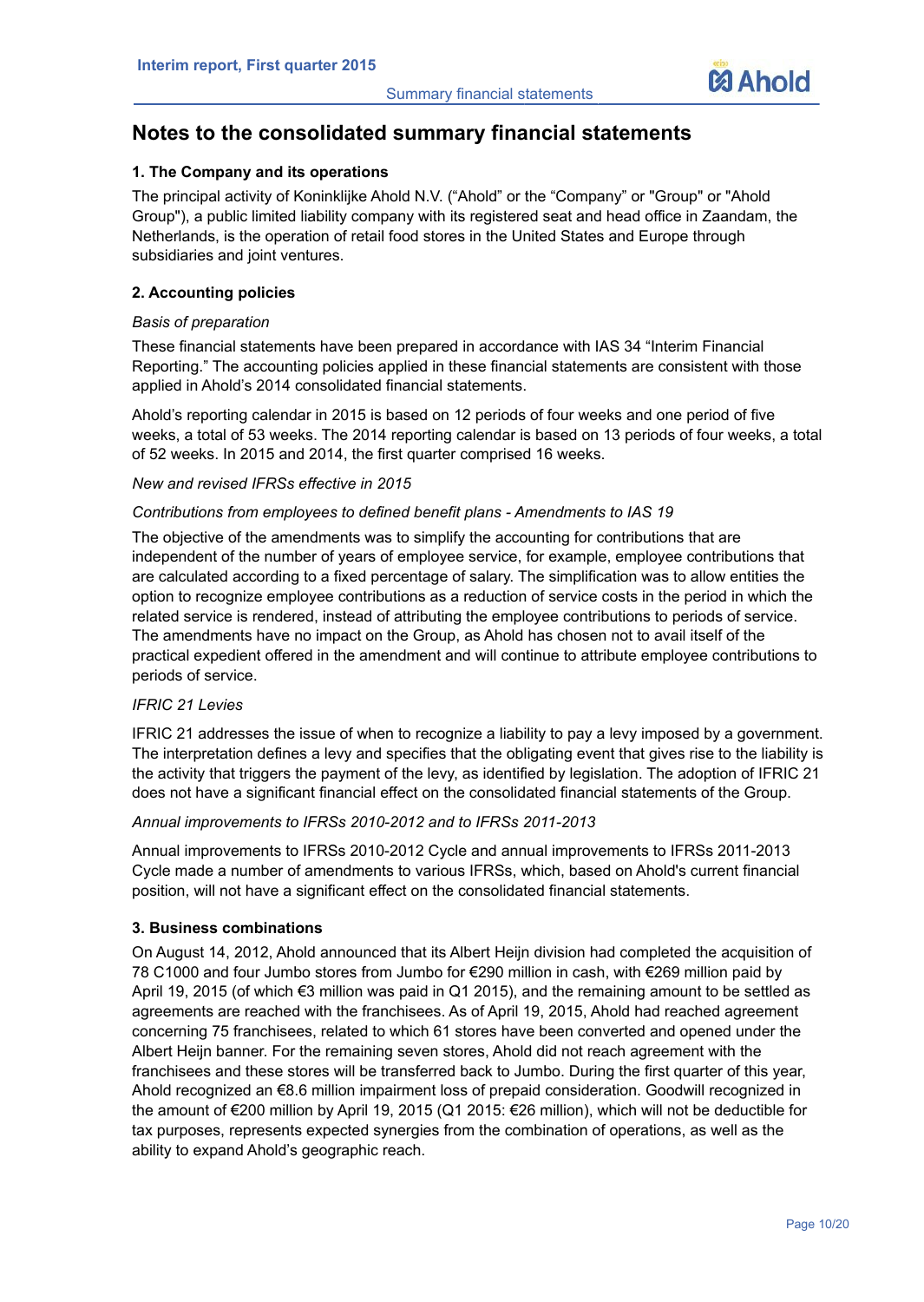# Notes to the consolidated summary financial statements

## 1. The Company and its operations

The principal activity of Koninklijke Ahold N.V. ("Ahold" or the "Company" or "Group" or "Ahold Group"), a public limited liability company with its registered seat and head office in Zaandam, the Netherlands, is the operation of retail food stores in the United States and Europe through subsidiaries and joint ventures.

## 2. Accounting policies

*Basis of preparation*

These financial statements have been prepared in accordance with IAS 34 "Interim Financial Reporting." The accounting policies applied in these financial statements are consistent with those applied in Ahold's 2014 consolidated financial statements.

Ahold's reporting calendar in 2015 is based on 12 periods of four weeks and one period of five weeks, a total of 53 weeks. The 2014 reporting calendar is based on 13 periods of four weeks, a total of 52 weeks. In 2015 and 2014, the first quarter comprised 16 weeks.

*New and revised IFRSs effective in 2015*

*Contributions from employees to defined benefit plans - Amendments to IAS 19*

The objective of the amendments was to simplify the accounting for contributions that are independent of the number of years of employee service, for example, employee contributions that are calculated according to a fixed percentage of salary. The simplification was to allow entities the option to recognize employee contributions as a reduction of service costs in the period in which the related service is rendered, instead of attributing the employee contributions to periods of service. The amendments have no impact on the Group, as Ahold has chosen not to avail itself of the practical expedient offered in the amendment and will continue to attribute employee contributions to periods of service.

*IFRIC 21 Levies*

IFRIC 21 addresses the issue of when to recognize a liability to pay a levy imposed by a government. The interpretation defines a levy and specifies that the obligating event that gives rise to the liability is the activity that triggers the payment of the levy, as identified by legislation. The adoption of IFRIC 21 does not have a significant financial effect on the consolidated financial statements of the Group.

*Annual improvements to IFRSs 2010-2012 and to IFRSs 2011-2013*

Annual improvements to IFRSs 2010-2012 Cycle and annual improvements to IFRSs 2011-2013 Cycle made a number of amendments to various IFRSs, which, based on Ahold's current financial position, will not have a significant effect on the consolidated financial statements.

## 3. Business combinations

On August 14, 2012, Ahold announced that its Albert Heijn division had completed the acquisition of 78 C1000 and four Jumbo stores from Jumbo for €290 million in cash, with €269 million paid by April 19, 2015 (of which €3 million was paid in Q1 2015), and the remaining amount to be settled as agreements are reached with the franchisees. As of April 19, 2015, Ahold had reached agreement concerning 75 franchisees, related to which 61 stores have been converted and opened under the Albert Heijn banner. For the remaining seven stores, Ahold did not reach agreement with the franchisees and these stores will be transferred back to Jumbo. During the first quarter of this year, Ahold recognized an €8.6 million impairment loss of prepaid consideration. Goodwill recognized in the amount of €200 million by April 19, 2015 (Q1 2015: €26 million), which will not be deductible for tax purposes, represents expected synergies from the combination of operations, as well as the ability to expand Ahold's geographic reach.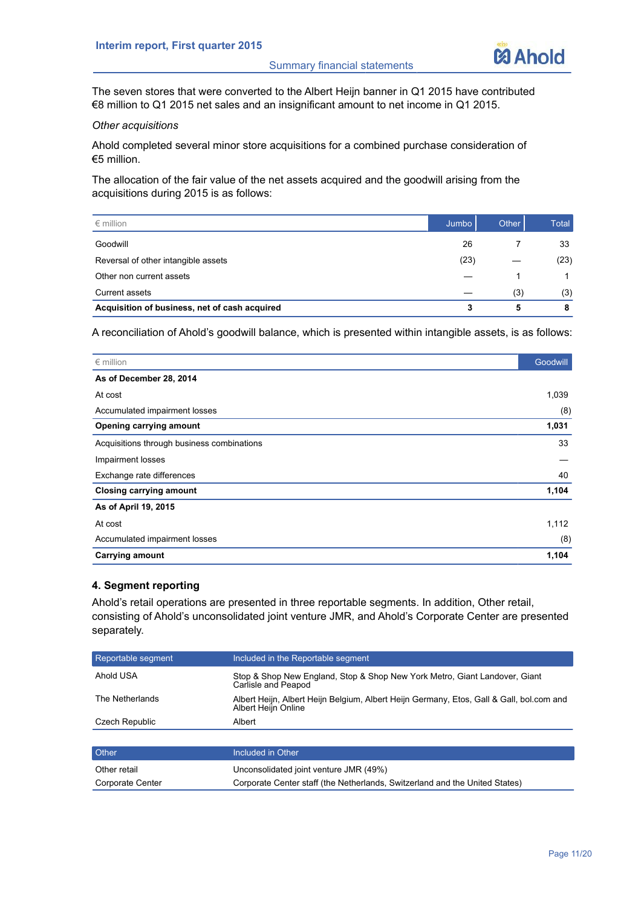The seven stores that were converted to the Albert Heijn banner in Q1 2015 have contributed €8 million to Q1 2015 net sales and an insignificant amount to net income in Q1 2015.

*Other acquisitions*

Ahold completed several minor store acquisitions for a combined purchase consideration of €5 million.

The allocation of the fair value of the net assets acquired and the goodwill arising from the acquisitions during 2015 is as follows:

| € million | Jumbo | Other | Total |
|---|---|---|---|
| Goodwill | 26 | 7 | 33 |
| Reversal of other intangible assets | (23) | — | (23) |
| Other non current assets | — | 1 | 1 |
| Current assets | — | (3) | (3) |
| **Acquisition of business, net of cash acquired** | **3** | **5** | **8** |

A reconciliation of Ahold's goodwill balance, which is presented within intangible assets, is as follows:

| € million | Goodwill |
|---|---|
| **As of December 28, 2014** | |
| At cost | 1,039 |
| Accumulated impairment losses | (8) |
| **Opening carrying amount** | **1,031** |
| Acquisitions through business combinations | 33 |
| Impairment losses | — |
| Exchange rate differences | 40 |
| **Closing carrying amount** | **1,104** |
| **As of April 19, 2015** | |
| At cost | 1,112 |
| Accumulated impairment losses | (8) |
| **Carrying amount** | **1,104** |

### 4. Segment reporting

Ahold's retail operations are presented in three reportable segments. In addition, Other retail, consisting of Ahold's unconsolidated joint venture JMR, and Ahold's Corporate Center are presented separately.

| Reportable segment | Included in the Reportable segment |
|---|---|
| Ahold USA | Stop & Shop New England, Stop & Shop New York Metro, Giant Landover, Giant Carlisle and Peapod |
| The Netherlands | Albert Heijn, Albert Heijn Belgium, Albert Heijn Germany, Etos, Gall & Gall, bol.com and Albert Heijn Online |
| Czech Republic | Albert |

| Other | Included in Other |
|---|---|
| Other retail | Unconsolidated joint venture JMR (49%) |
| Corporate Center | Corporate Center staff (the Netherlands, Switzerland and the United States) |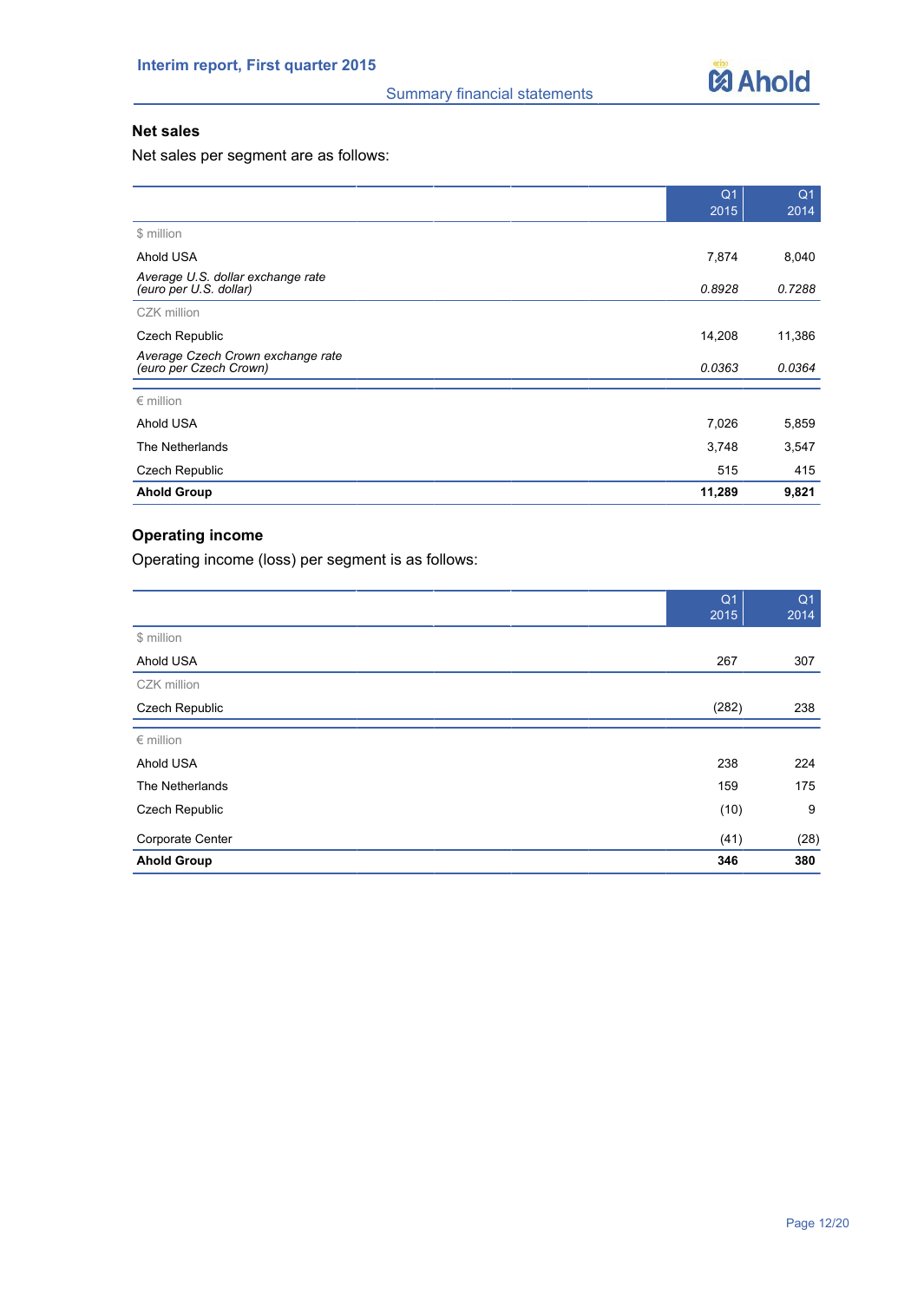### Net sales

Net sales per segment are as follows:

| | Q1 2015 | Q1 2014 |
|---|---|---|
| $ million | | |
| Ahold USA | 7,874 | 8,040 |
| *Average U.S. dollar exchange rate (euro per U.S. dollar)* | *0.8928* | *0.7288* |
| CZK million | | |
| Czech Republic | 14,208 | 11,386 |
| *Average Czech Crown exchange rate (euro per Czech Crown)* | *0.0363* | *0.0364* |
| € million | | |
| Ahold USA | 7,026 | 5,859 |
| The Netherlands | 3,748 | 3,547 |
| Czech Republic | 515 | 415 |
| **Ahold Group** | **11,289** | **9,821** |

### Operating income

Operating income (loss) per segment is as follows:

| | Q1 2015 | Q1 2014 |
|---|---|---|
| $ million | | |
| Ahold USA | 267 | 307 |
| CZK million | | |
| Czech Republic | (282) | 238 |
| € million | | |
| Ahold USA | 238 | 224 |
| The Netherlands | 159 | 175 |
| Czech Republic | (10) | 9 |
| Corporate Center | (41) | (28) |
| **Ahold Group** | **346** | **380** |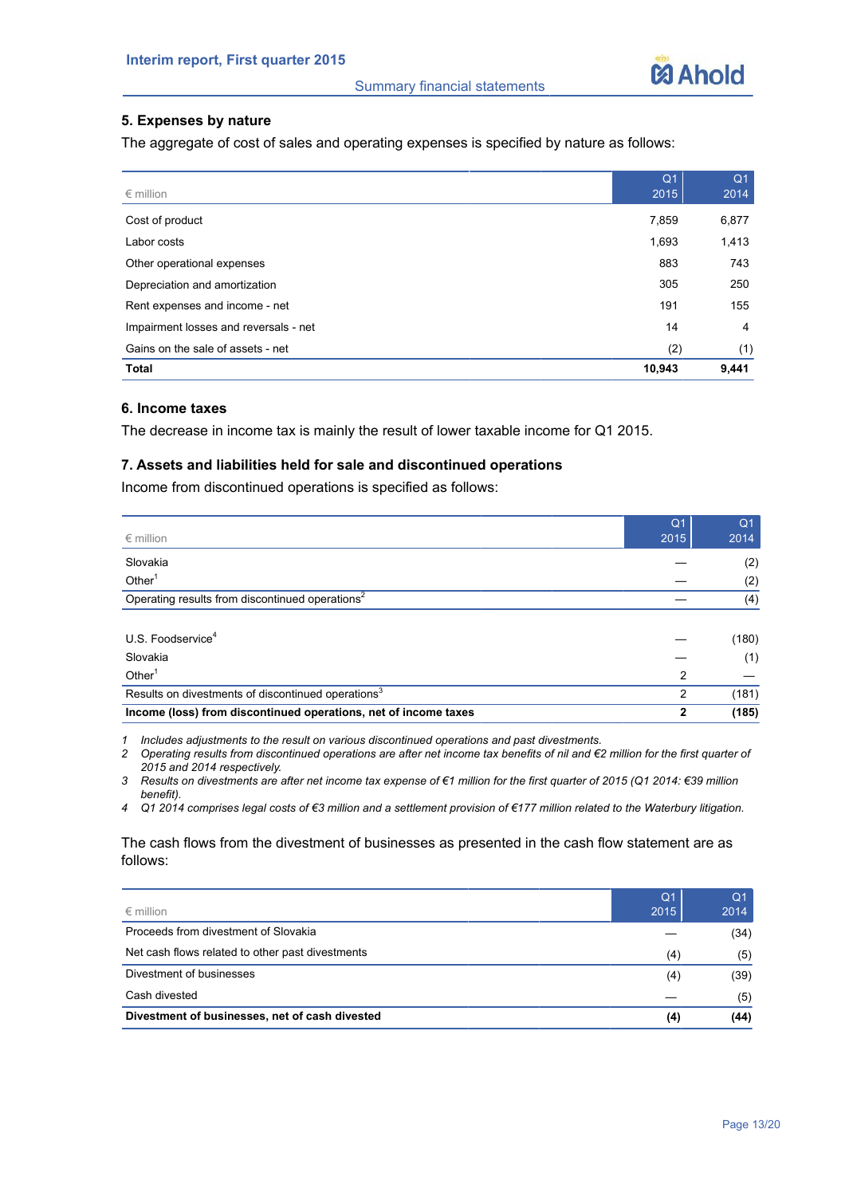## 5. Expenses by nature

The aggregate of cost of sales and operating expenses is specified by nature as follows:

| € million | Q1 2015 | Q1 2014 |
|---|---|---|
| Cost of product | 7,859 | 6,877 |
| Labor costs | 1,693 | 1,413 |
| Other operational expenses | 883 | 743 |
| Depreciation and amortization | 305 | 250 |
| Rent expenses and income - net | 191 | 155 |
| Impairment losses and reversals - net | 14 | 4 |
| Gains on the sale of assets - net | (2) | (1) |
| **Total** | **10,943** | **9,441** |

## 6. Income taxes

The decrease in income tax is mainly the result of lower taxable income for Q1 2015.

## 7. Assets and liabilities held for sale and discontinued operations

Income from discontinued operations is specified as follows:

| € million | Q1 2015 | Q1 2014 |
|---|---|---|
| Slovakia | — | (2) |
| Other[1] | — | (2) |
| Operating results from discontinued operations[2] | — | (4) |
| | | |
| U.S. Foodservice[4] | — | (180) |
| Slovakia | — | (1) |
| Other[1] | 2 | — |
| Results on divestments of discontinued operations[3] | 2 | (181) |
| **Income (loss) from discontinued operations, net of income taxes** | **2** | **(185)** |

1 *Includes adjustments to the result on various discontinued operations and past divestments.*
2 *Operating results from discontinued operations are after net income tax benefits of nil and €2 million for the first quarter of 2015 and 2014 respectively.*
3 *Results on divestments are after net income tax expense of €1 million for the first quarter of 2015 (Q1 2014: €39 million benefit).*
4 *Q1 2014 comprises legal costs of €3 million and a settlement provision of €177 million related to the Waterbury litigation.*

The cash flows from the divestment of businesses as presented in the cash flow statement are as follows:

| € million | Q1 2015 | Q1 2014 |
|---|---|---|
| Proceeds from divestment of Slovakia | — | (34) |
| Net cash flows related to other past divestments | (4) | (5) |
| Divestment of businesses | (4) | (39) |
| Cash divested | — | (5) |
| **Divestment of businesses, net of cash divested** | **(4)** | **(44)** |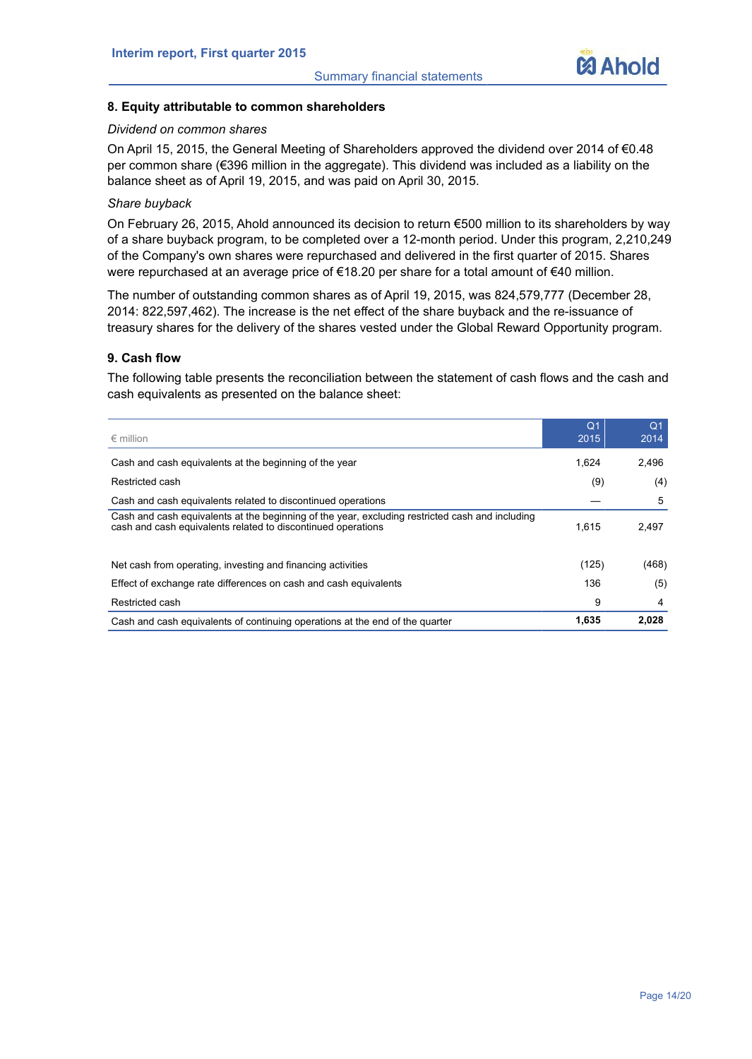## 8. Equity attributable to common shareholders

*Dividend on common shares*

On April 15, 2015, the General Meeting of Shareholders approved the dividend over 2014 of €0.48 per common share (€396 million in the aggregate). This dividend was included as a liability on the balance sheet as of April 19, 2015, and was paid on April 30, 2015.

*Share buyback*

On February 26, 2015, Ahold announced its decision to return €500 million to its shareholders by way of a share buyback program, to be completed over a 12-month period. Under this program, 2,210,249 of the Company's own shares were repurchased and delivered in the first quarter of 2015. Shares were repurchased at an average price of €18.20 per share for a total amount of €40 million.

The number of outstanding common shares as of April 19, 2015, was 824,579,777 (December 28, 2014: 822,597,462). The increase is the net effect of the share buyback and the re-issuance of treasury shares for the delivery of the shares vested under the Global Reward Opportunity program.

## 9. Cash flow

The following table presents the reconciliation between the statement of cash flows and the cash and cash equivalents as presented on the balance sheet:

| € million | Q1 2015 | Q1 2014 |
|---|---|---|
| Cash and cash equivalents at the beginning of the year | 1,624 | 2,496 |
| Restricted cash | (9) | (4) |
| Cash and cash equivalents related to discontinued operations | — | 5 |
| Cash and cash equivalents at the beginning of the year, excluding restricted cash and including cash and cash equivalents related to discontinued operations | 1,615 | 2,497 |
| | | |
| Net cash from operating, investing and financing activities | (125) | (468) |
| Effect of exchange rate differences on cash and cash equivalents | 136 | (5) |
| Restricted cash | 9 | 4 |
| Cash and cash equivalents of continuing operations at the end of the quarter | **1,635** | **2,028** |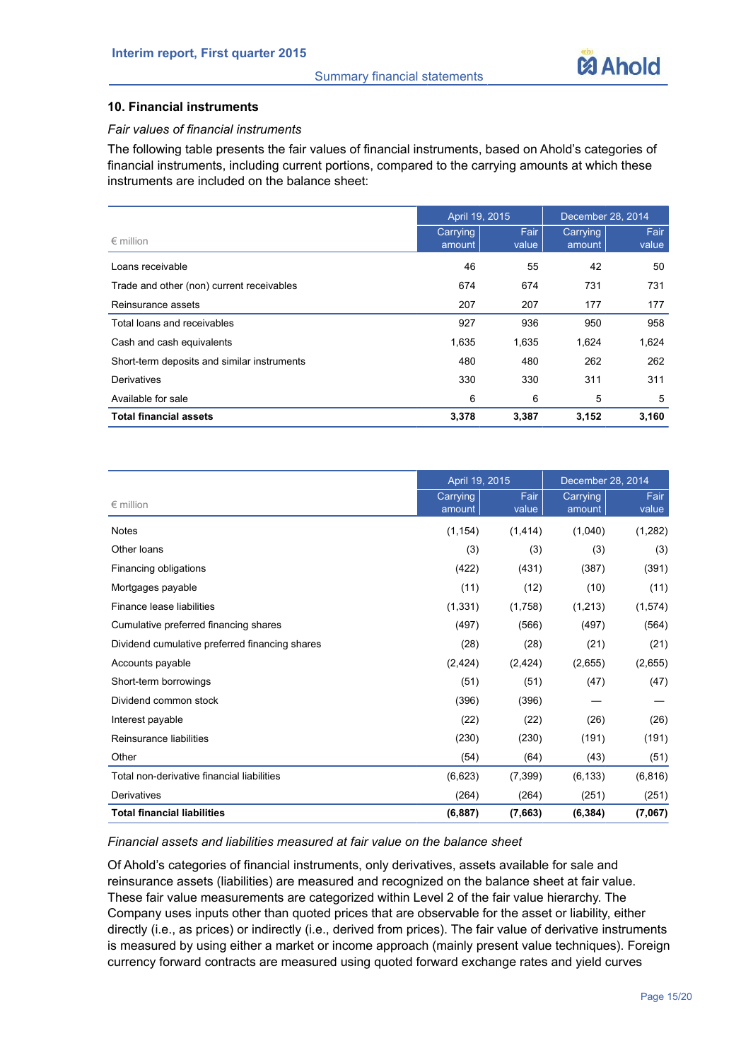## 10. Financial instruments

*Fair values of financial instruments*

The following table presents the fair values of financial instruments, based on Ahold's categories of financial instruments, including current portions, compared to the carrying amounts at which these instruments are included on the balance sheet:

| € million | April 19, 2015 | | December 28, 2014 | |
|---|---|---|---|---|
| | Carrying amount | Fair value | Carrying amount | Fair value |
| Loans receivable | 46 | 55 | 42 | 50 |
| Trade and other (non) current receivables | 674 | 674 | 731 | 731 |
| Reinsurance assets | 207 | 207 | 177 | 177 |
| Total loans and receivables | 927 | 936 | 950 | 958 |
| Cash and cash equivalents | 1,635 | 1,635 | 1,624 | 1,624 |
| Short-term deposits and similar instruments | 480 | 480 | 262 | 262 |
| Derivatives | 330 | 330 | 311 | 311 |
| Available for sale | 6 | 6 | 5 | 5 |
| **Total financial assets** | **3,378** | **3,387** | **3,152** | **3,160** |

| € million | April 19, 2015 | | December 28, 2014 | |
|---|---|---|---|---|
| | Carrying amount | Fair value | Carrying amount | Fair value |
| Notes | (1,154) | (1,414) | (1,040) | (1,282) |
| Other loans | (3) | (3) | (3) | (3) |
| Financing obligations | (422) | (431) | (387) | (391) |
| Mortgages payable | (11) | (12) | (10) | (11) |
| Finance lease liabilities | (1,331) | (1,758) | (1,213) | (1,574) |
| Cumulative preferred financing shares | (497) | (566) | (497) | (564) |
| Dividend cumulative preferred financing shares | (28) | (28) | (21) | (21) |
| Accounts payable | (2,424) | (2,424) | (2,655) | (2,655) |
| Short-term borrowings | (51) | (51) | (47) | (47) |
| Dividend common stock | (396) | (396) | — | — |
| Interest payable | (22) | (22) | (26) | (26) |
| Reinsurance liabilities | (230) | (230) | (191) | (191) |
| Other | (54) | (64) | (43) | (51) |
| Total non-derivative financial liabilities | (6,623) | (7,399) | (6,133) | (6,816) |
| Derivatives | (264) | (264) | (251) | (251) |
| **Total financial liabilities** | **(6,887)** | **(7,663)** | **(6,384)** | **(7,067)** |

*Financial assets and liabilities measured at fair value on the balance sheet*

Of Ahold's categories of financial instruments, only derivatives, assets available for sale and reinsurance assets (liabilities) are measured and recognized on the balance sheet at fair value. These fair value measurements are categorized within Level 2 of the fair value hierarchy. The Company uses inputs other than quoted prices that are observable for the asset or liability, either directly (i.e., as prices) or indirectly (i.e., derived from prices). The fair value of derivative instruments is measured by using either a market or income approach (mainly present value techniques). Foreign currency forward contracts are measured using quoted forward exchange rates and yield curves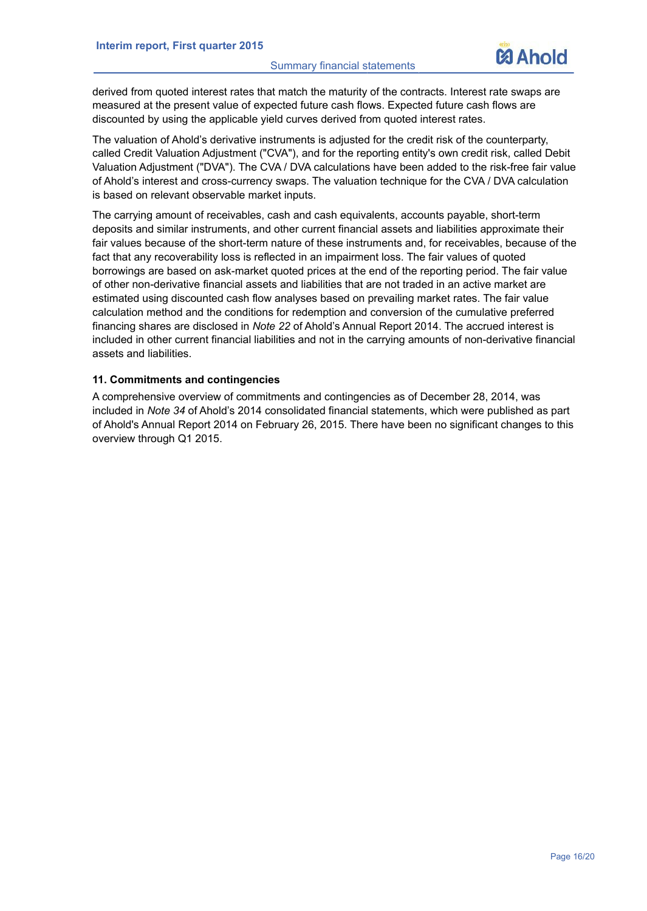derived from quoted interest rates that match the maturity of the contracts. Interest rate swaps are measured at the present value of expected future cash flows. Expected future cash flows are discounted by using the applicable yield curves derived from quoted interest rates.

The valuation of Ahold's derivative instruments is adjusted for the credit risk of the counterparty, called Credit Valuation Adjustment ("CVA"), and for the reporting entity's own credit risk, called Debit Valuation Adjustment ("DVA"). The CVA / DVA calculations have been added to the risk-free fair value of Ahold's interest and cross-currency swaps. The valuation technique for the CVA / DVA calculation is based on relevant observable market inputs.

The carrying amount of receivables, cash and cash equivalents, accounts payable, short-term deposits and similar instruments, and other current financial assets and liabilities approximate their fair values because of the short-term nature of these instruments and, for receivables, because of the fact that any recoverability loss is reflected in an impairment loss. The fair values of quoted borrowings are based on ask-market quoted prices at the end of the reporting period. The fair value of other non-derivative financial assets and liabilities that are not traded in an active market are estimated using discounted cash flow analyses based on prevailing market rates. The fair value calculation method and the conditions for redemption and conversion of the cumulative preferred financing shares are disclosed in *Note 22* of Ahold's Annual Report 2014. The accrued interest is included in other current financial liabilities and not in the carrying amounts of non-derivative financial assets and liabilities.

### 11. Commitments and contingencies

A comprehensive overview of commitments and contingencies as of December 28, 2014, was included in *Note 34* of Ahold's 2014 consolidated financial statements, which were published as part of Ahold's Annual Report 2014 on February 26, 2015. There have been no significant changes to this overview through Q1 2015.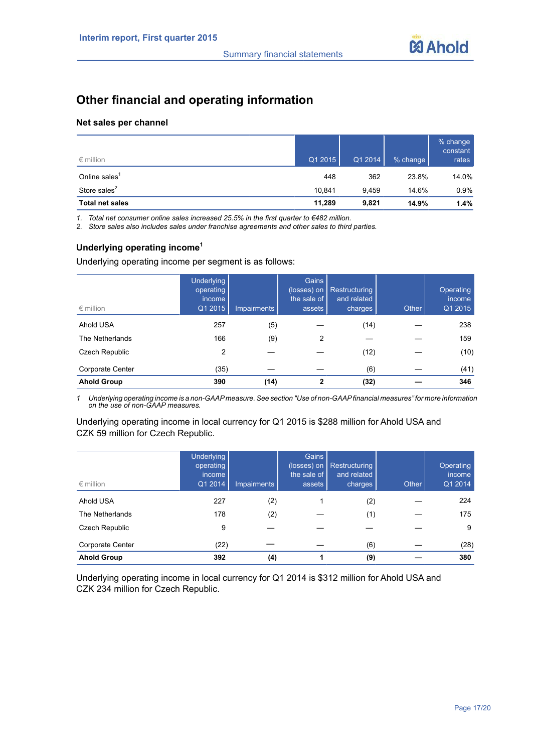## Other financial and operating information

### Net sales per channel

| € million | Q1 2015 | Q1 2014 | % change | % change constant rates |
|---|---|---|---|---|
| Online sales[1] | 448 | 362 | 23.8% | 14.0% |
| Store sales[2] | 10,841 | 9,459 | 14.6% | 0.9% |
| **Total net sales** | **11,289** | **9,821** | **14.9%** | **1.4%** |

1. *Total net consumer online sales increased 25.5% in the first quarter to €482 million.*
2. *Store sales also includes sales under franchise agreements and other sales to third parties.*

### Underlying operating income[1]

Underlying operating income per segment is as follows:

| € million | Underlying operating income Q1 2015 | Impairments | Gains (losses) on the sale of assets | Restructuring and related charges | Other | Operating income Q1 2015 |
|---|---|---|---|---|---|---|
| Ahold USA | 257 | (5) | — | (14) | — | 238 |
| The Netherlands | 166 | (9) | 2 | — | — | 159 |
| Czech Republic | 2 | — | — | (12) | — | (10) |
| Corporate Center | (35) | — | — | (6) | — | (41) |
| **Ahold Group** | **390** | **(14)** | **2** | **(32)** | **—** | **346** |

1 *Underlying operating income is a non-GAAP measure. See section "Use of non-GAAP financial measures" for more information on the use of non-GAAP measures.*

Underlying operating income in local currency for Q1 2015 is $288 million for Ahold USA and CZK 59 million for Czech Republic.

| € million | Underlying operating income Q1 2014 | Impairments | Gains (losses) on the sale of assets | Restructuring and related charges | Other | Operating income Q1 2014 |
|---|---|---|---|---|---|---|
| Ahold USA | 227 | (2) | 1 | (2) | — | 224 |
| The Netherlands | 178 | (2) | — | (1) | — | 175 |
| Czech Republic | 9 | — | — | — | — | 9 |
| Corporate Center | (22) | — | — | (6) | — | (28) |
| **Ahold Group** | **392** | **(4)** | **1** | **(9)** | **—** | **380** |

Underlying operating income in local currency for Q1 2014 is $312 million for Ahold USA and CZK 234 million for Czech Republic.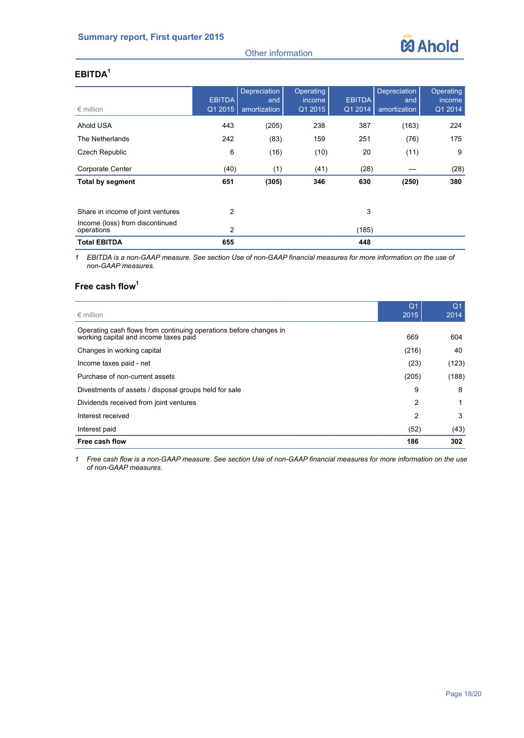## EBITDA[1]

| € million | EBITDA Q1 2015 | Depreciation and amortization | Operating income Q1 2015 | EBITDA Q1 2014 | Depreciation and amortization | Operating income Q1 2014 |
|---|---|---|---|---|---|---|
| Ahold USA | 443 | (205) | 238 | 387 | (163) | 224 |
| The Netherlands | 242 | (83) | 159 | 251 | (76) | 175 |
| Czech Republic | 6 | (16) | (10) | 20 | (11) | 9 |
| Corporate Center | (40) | (1) | (41) | (28) | — | (28) |
| **Total by segment** | **651** | **(305)** | **346** | **630** | **(250)** | **380** |
| Share in income of joint ventures | 2 | | | 3 | | |
| Income (loss) from discontinued operations | 2 | | | (185) | | |
| **Total EBITDA** | **655** | | | **448** | | |

1 *EBITDA is a non-GAAP measure. See section Use of non-GAAP financial measures for more information on the use of non-GAAP measures.*

## Free cash flow[1]

| € million | Q1 2015 | Q1 2014 |
|---|---|---|
| Operating cash flows from continuing operations before changes in working capital and income taxes paid | 669 | 604 |
| Changes in working capital | (216) | 40 |
| Income taxes paid - net | (23) | (123) |
| Purchase of non-current assets | (205) | (188) |
| Divestments of assets / disposal groups held for sale | 9 | 8 |
| Dividends received from joint ventures | 2 | 1 |
| Interest received | 2 | 3 |
| Interest paid | (52) | (43) |
| **Free cash flow** | **186** | **302** |

1 *Free cash flow is a non-GAAP measure. See section Use of non-GAAP financial measures for more information on the use of non-GAAP measures.*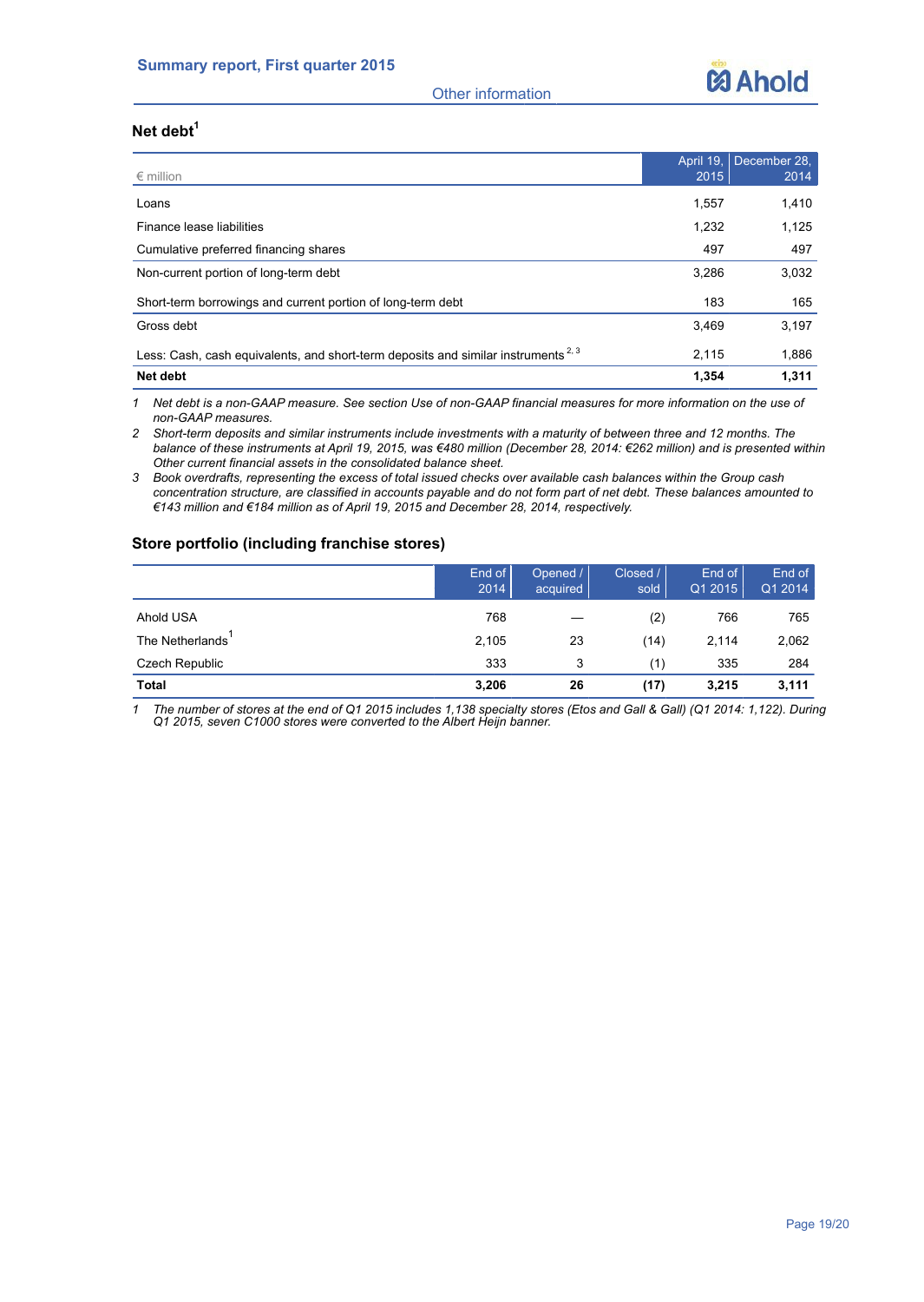## Net debt[1]

| € million | April 19, 2015 | December 28, 2014 |
|---|---|---|
| Loans | 1,557 | 1,410 |
| Finance lease liabilities | 1,232 | 1,125 |
| Cumulative preferred financing shares | 497 | 497 |
| Non-current portion of long-term debt | 3,286 | 3,032 |
| Short-term borrowings and current portion of long-term debt | 183 | 165 |
| Gross debt | 3,469 | 3,197 |
| Less: Cash, cash equivalents, and short-term deposits and similar instruments [2, 3] | 2,115 | 1,886 |
| **Net debt** | **1,354** | **1,311** |

1 *Net debt is a non-GAAP measure. See section Use of non-GAAP financial measures for more information on the use of non-GAAP measures.*

2 *Short-term deposits and similar instruments include investments with a maturity of between three and 12 months. The balance of these instruments at April 19, 2015, was €480 million (December 28, 2014: €262 million) and is presented within Other current financial assets in the consolidated balance sheet.*

3 *Book overdrafts, representing the excess of total issued checks over available cash balances within the Group cash concentration structure, are classified in accounts payable and do not form part of net debt. These balances amounted to €143 million and €184 million as of April 19, 2015 and December 28, 2014, respectively.*

## Store portfolio (including franchise stores)

| | End of 2014 | Opened / acquired | Closed / sold | End of Q1 2015 | End of Q1 2014 |
|---|---|---|---|---|---|
| Ahold USA | 768 | — | (2) | 766 | 765 |
| The Netherlands[1] | 2,105 | 23 | (14) | 2,114 | 2,062 |
| Czech Republic | 333 | 3 | (1) | 335 | 284 |
| **Total** | **3,206** | **26** | **(17)** | **3,215** | **3,111** |

1 *The number of stores at the end of Q1 2015 includes 1,138 specialty stores (Etos and Gall & Gall) (Q1 2014: 1,122). During Q1 2015, seven C1000 stores were converted to the Albert Heijn banner.*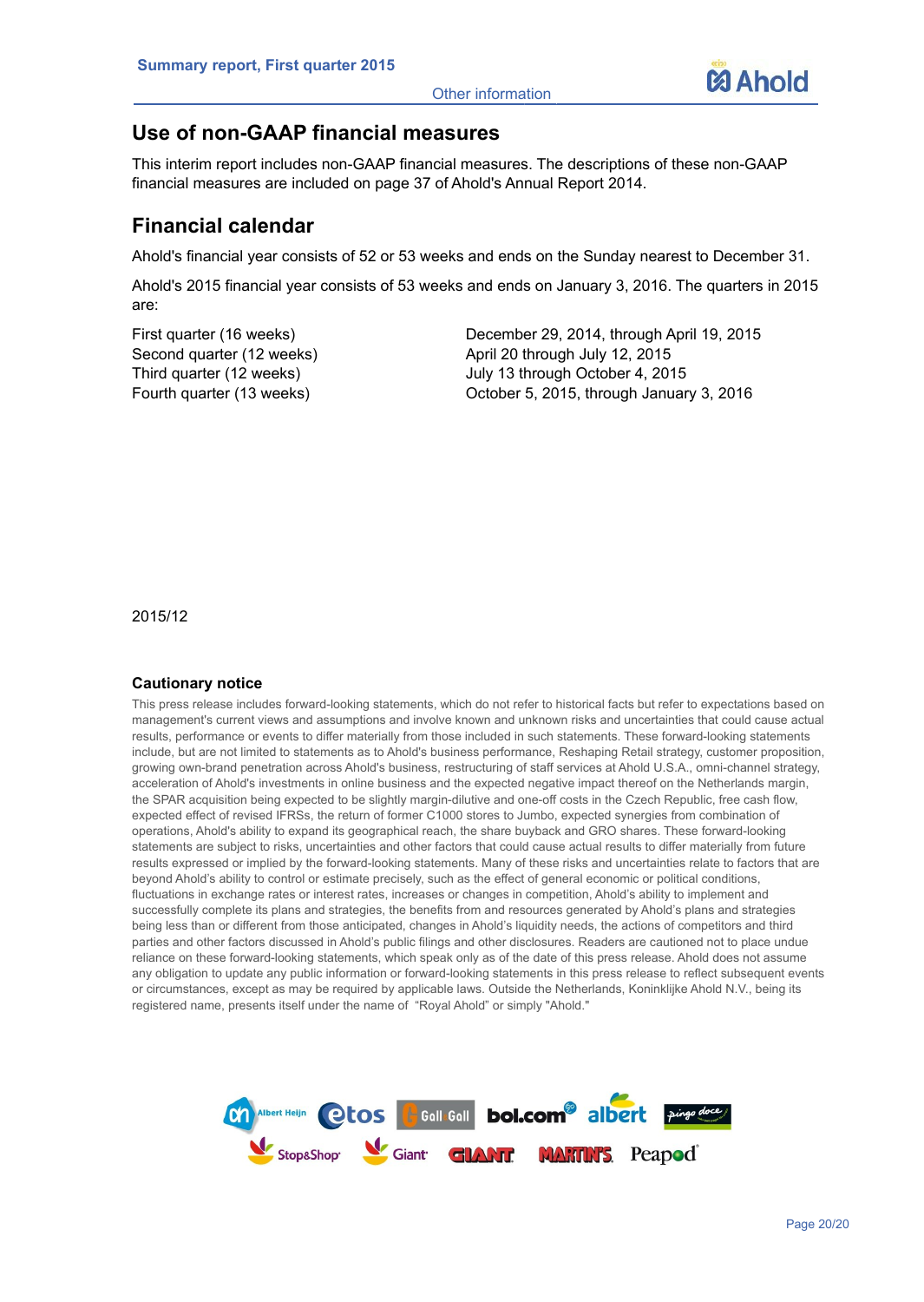## Use of non-GAAP financial measures

This interim report includes non-GAAP financial measures. The descriptions of these non-GAAP financial measures are included on page 37 of Ahold's Annual Report 2014.

## Financial calendar

Ahold's financial year consists of 52 or 53 weeks and ends on the Sunday nearest to December 31.

Ahold's 2015 financial year consists of 53 weeks and ends on January 3, 2016. The quarters in 2015 are:

| | |
|---|---|
| First quarter (16 weeks) | December 29, 2014, through April 19, 2015 |
| Second quarter (12 weeks) | April 20 through July 12, 2015 |
| Third quarter (12 weeks) | July 13 through October 4, 2015 |
| Fourth quarter (13 weeks) | October 5, 2015, through January 3, 2016 |

2015/12

### Cautionary notice

This press release includes forward-looking statements, which do not refer to historical facts but refer to expectations based on management's current views and assumptions and involve known and unknown risks and uncertainties that could cause actual results, performance or events to differ materially from those included in such statements. These forward-looking statements include, but are not limited to statements as to Ahold's business performance, Reshaping Retail strategy, customer proposition, growing own-brand penetration across Ahold's business, restructuring of staff services at Ahold U.S.A., omni-channel strategy, acceleration of Ahold's investments in online business and the expected negative impact thereof on the Netherlands margin, the SPAR acquisition being expected to be slightly margin-dilutive and one-off costs in the Czech Republic, free cash flow, expected effect of revised IFRSs, the return of former C1000 stores to Jumbo, expected synergies from combination of operations, Ahold's ability to expand its geographical reach, the share buyback and GRO shares. These forward-looking statements are subject to risks, uncertainties and other factors that could cause actual results to differ materially from future results expressed or implied by the forward-looking statements. Many of these risks and uncertainties relate to factors that are beyond Ahold's ability to control or estimate precisely, such as the effect of general economic or political conditions, fluctuations in exchange rates or interest rates, increases or changes in competition, Ahold's ability to implement and successfully complete its plans and strategies, the benefits from and resources generated by Ahold's plans and strategies being less than or different from those anticipated, changes in Ahold's liquidity needs, the actions of competitors and third parties and other factors discussed in Ahold's public filings and other disclosures. Readers are cautioned not to place undue reliance on these forward-looking statements, which speak only as of the date of this press release. Ahold does not assume any obligation to update any public information or forward-looking statements in this press release to reflect subsequent events or circumstances, except as may be required by applicable laws. Outside the Netherlands, Koninklijke Ahold N.V., being its registered name, presents itself under the name of "Royal Ahold" or simply "Ahold."